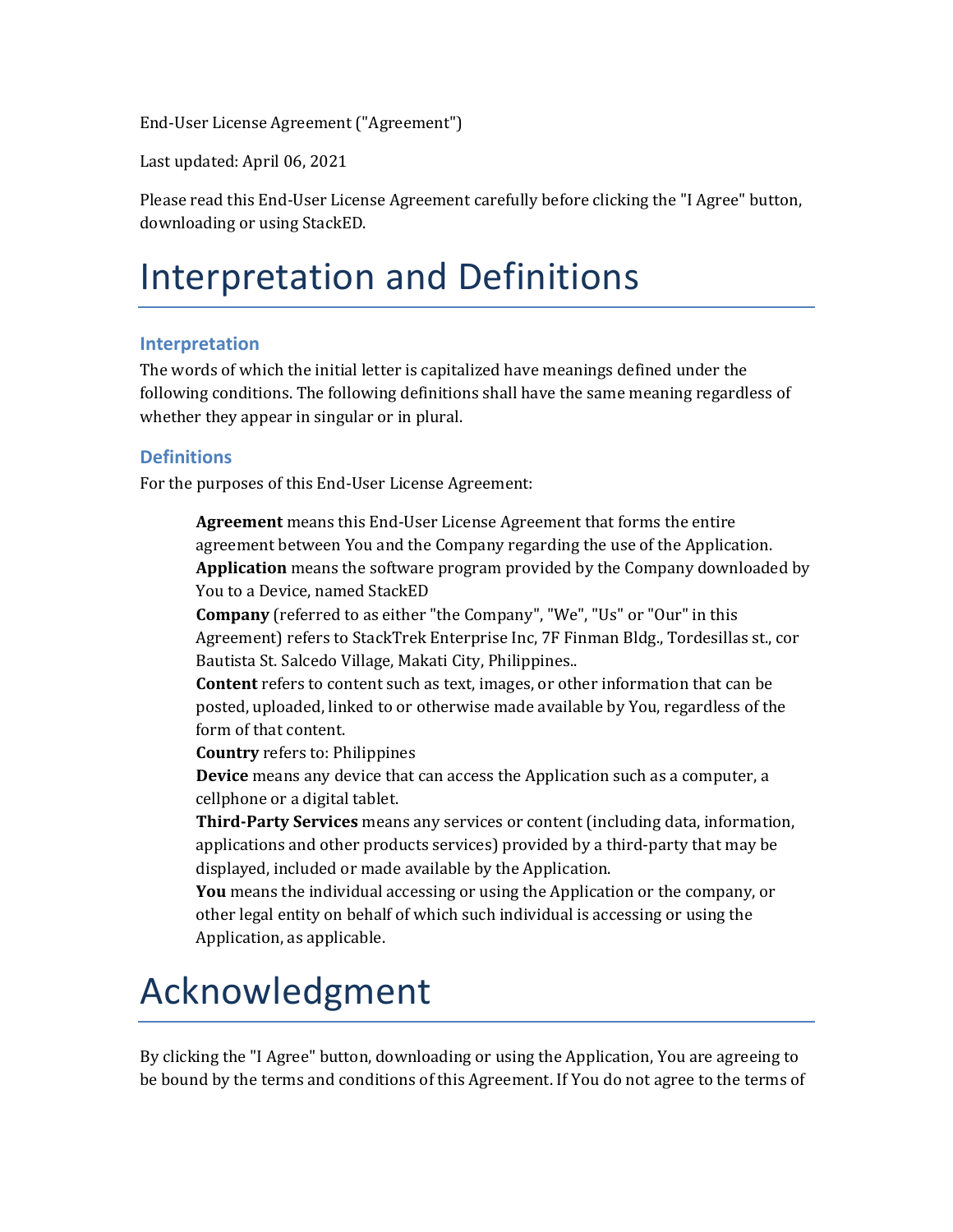End-User License Agreement ("Agreement")

Last updated: April 06, 2021

Please read this End-User License Agreement carefully before clicking the "I Agree" button, downloading or using StackED.

# Interpretation and Definitions

## Interpretation

The words of which the initial letter is capitalized have meanings defined under the following conditions. The following definitions shall have the same meaning regardless of whether they appear in singular or in plural.

## Definitions

For the purposes of this End-User License Agreement:

**Agreement** means this End-User License Agreement that forms the entire agreement between You and the Company regarding the use of the Application.

**Application** means the software program provided by the Company downloaded by You to a Device, named StackED

**Company** (referred to as either "the Company", "We", "Us" or "Our" in this Agreement) refers to StackTrek Enterprise Inc, 7F Finman Bldg., Tordesillas st., cor Bautista St. Salcedo Village, Makati City, Philippines..

**Content** refers to content such as text, images, or other information that can be posted, uploaded, linked to or otherwise made available by You, regardless of the form of that content.

**Country** refers to: Philippines

**Device** means any device that can access the Application such as a computer, a cellphone or a digital tablet.

**Third-Party Services** means any services or content (including data, information, applications and other products services) provided by a third-party that may be displayed, included or made available by the Application.

**You** means the individual accessing or using the Application or the company, or other legal entity on behalf of which such individual is accessing or using the Application, as applicable.

# Acknowledgment

By clicking the "I Agree" button, downloading or using the Application, You are agreeing to be bound by the terms and conditions of this Agreement. If You do not agree to the terms of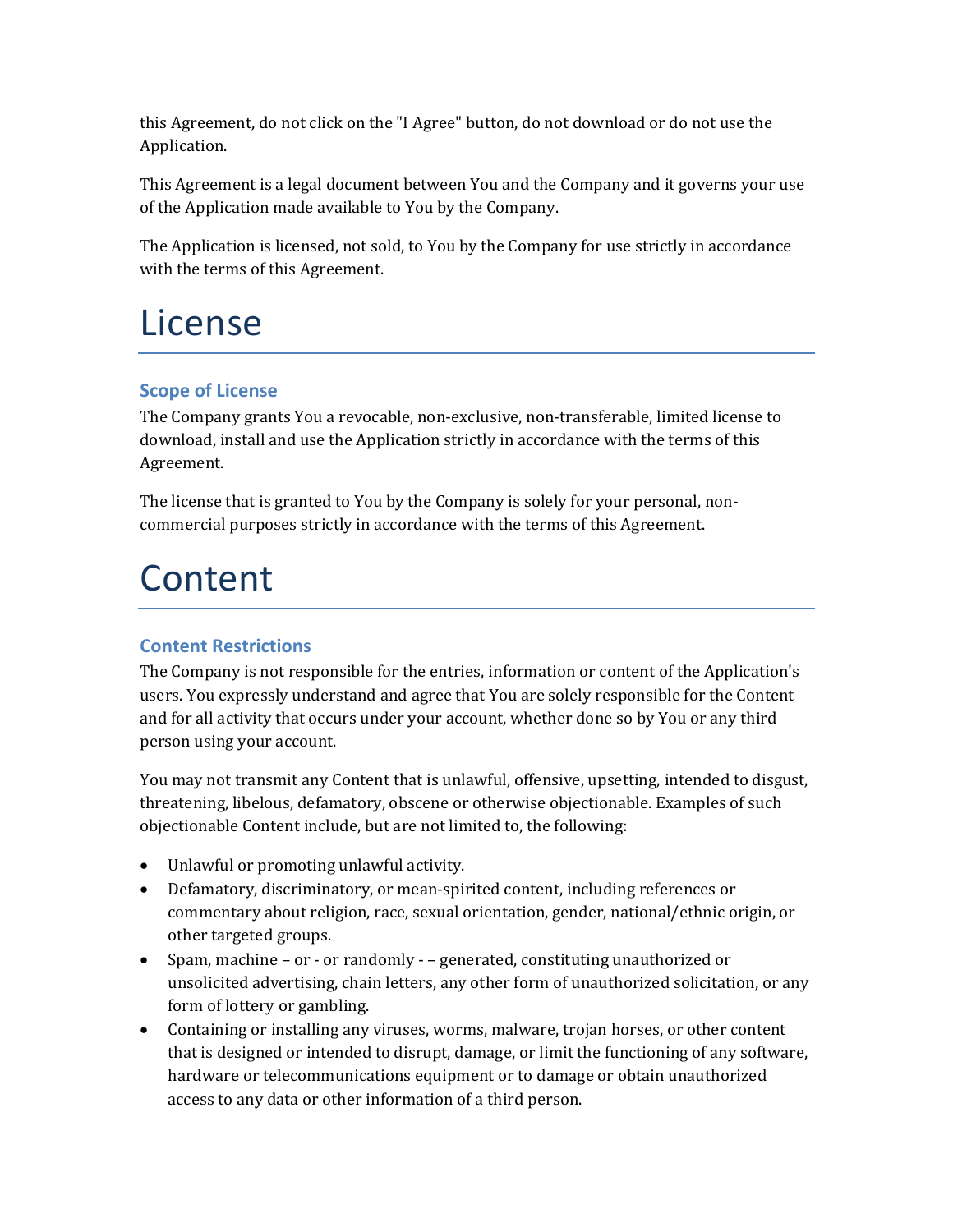this Agreement, do not click on the "I Agree" button, do not download or do not use the Application.

This Agreement is a legal document between You and the Company and it governs your use of the Application made available to You by the Company.

The Application is licensed, not sold, to You by the Company for use strictly in accordance with the terms of this Agreement.

# License

## Scope of License

The Company grants You a revocable, non-exclusive, non-transferable, limited license to download, install and use the Application strictly in accordance with the terms of this Agreement.

The license that is granted to You by the Company is solely for your personal, non-commercial purposes strictly in accordance with the terms of this Agreement.

# Content

## Content Restrictions

The Company is not responsible for the entries, information or content of the Application's users. You expressly understand and agree that You are solely responsible for the Content and for all activity that occurs under your account, whether done so by You or any third person using your account.

You may not transmit any Content that is unlawful, offensive, upsetting, intended to disgust, threatening, libelous, defamatory, obscene or otherwise objectionable. Examples of such objectionable Content include, but are not limited to, the following:

- Unlawful or promoting unlawful activity.
- Defamatory, discriminatory, or mean-spirited content, including references or commentary about religion, race, sexual orientation, gender, national/ethnic origin, or other targeted groups.
- Spam, machine – or - or randomly - – generated, constituting unauthorized or unsolicited advertising, chain letters, any other form of unauthorized solicitation, or any form of lottery or gambling.
- Containing or installing any viruses, worms, malware, trojan horses, or other content that is designed or intended to disrupt, damage, or limit the functioning of any software, hardware or telecommunications equipment or to damage or obtain unauthorized access to any data or other information of a third person.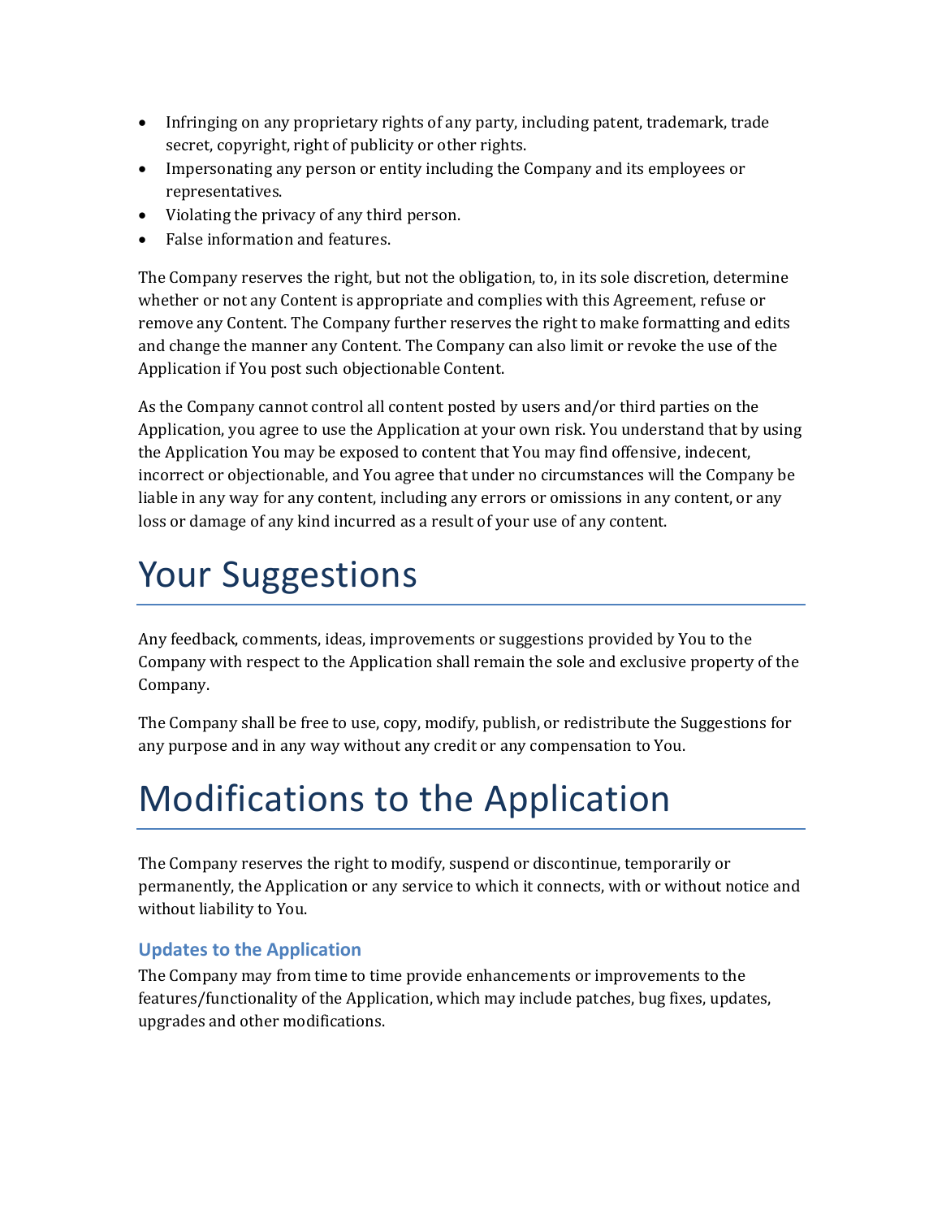- Infringing on any proprietary rights of any party, including patent, trademark, trade secret, copyright, right of publicity or other rights.
- Impersonating any person or entity including the Company and its employees or representatives.
- Violating the privacy of any third person.
- False information and features.

The Company reserves the right, but not the obligation, to, in its sole discretion, determine whether or not any Content is appropriate and complies with this Agreement, refuse or remove any Content. The Company further reserves the right to make formatting and edits and change the manner any Content. The Company can also limit or revoke the use of the Application if You post such objectionable Content.

As the Company cannot control all content posted by users and/or third parties on the Application, you agree to use the Application at your own risk. You understand that by using the Application You may be exposed to content that You may find offensive, indecent, incorrect or objectionable, and You agree that under no circumstances will the Company be liable in any way for any content, including any errors or omissions in any content, or any loss or damage of any kind incurred as a result of your use of any content.

# Your Suggestions

Any feedback, comments, ideas, improvements or suggestions provided by You to the Company with respect to the Application shall remain the sole and exclusive property of the Company.

The Company shall be free to use, copy, modify, publish, or redistribute the Suggestions for any purpose and in any way without any credit or any compensation to You.

# Modifications to the Application

The Company reserves the right to modify, suspend or discontinue, temporarily or permanently, the Application or any service to which it connects, with or without notice and without liability to You.

### Updates to the Application

The Company may from time to time provide enhancements or improvements to the features/functionality of the Application, which may include patches, bug fixes, updates, upgrades and other modifications.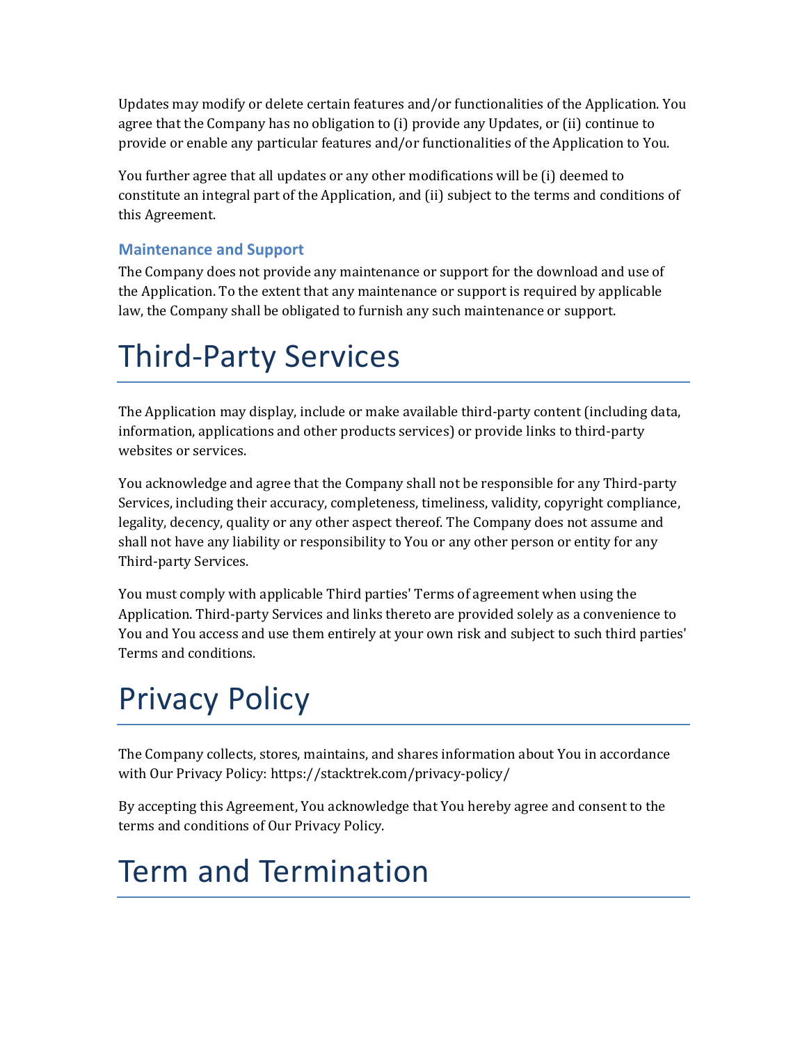Updates may modify or delete certain features and/or functionalities of the Application. You agree that the Company has no obligation to (i) provide any Updates, or (ii) continue to provide or enable any particular features and/or functionalities of the Application to You.

You further agree that all updates or any other modifications will be (i) deemed to constitute an integral part of the Application, and (ii) subject to the terms and conditions of this Agreement.

### Maintenance and Support

The Company does not provide any maintenance or support for the download and use of the Application. To the extent that any maintenance or support is required by applicable law, the Company shall be obligated to furnish any such maintenance or support.

# Third-Party Services

The Application may display, include or make available third-party content (including data, information, applications and other products services) or provide links to third-party websites or services.

You acknowledge and agree that the Company shall not be responsible for any Third-party Services, including their accuracy, completeness, timeliness, validity, copyright compliance, legality, decency, quality or any other aspect thereof. The Company does not assume and shall not have any liability or responsibility to You or any other person or entity for any Third-party Services.

You must comply with applicable Third parties' Terms of agreement when using the Application. Third-party Services and links thereto are provided solely as a convenience to You and You access and use them entirely at your own risk and subject to such third parties' Terms and conditions.

# Privacy Policy

The Company collects, stores, maintains, and shares information about You in accordance with Our Privacy Policy: https://stacktrek.com/privacy-policy/

By accepting this Agreement, You acknowledge that You hereby agree and consent to the terms and conditions of Our Privacy Policy.

# Term and Termination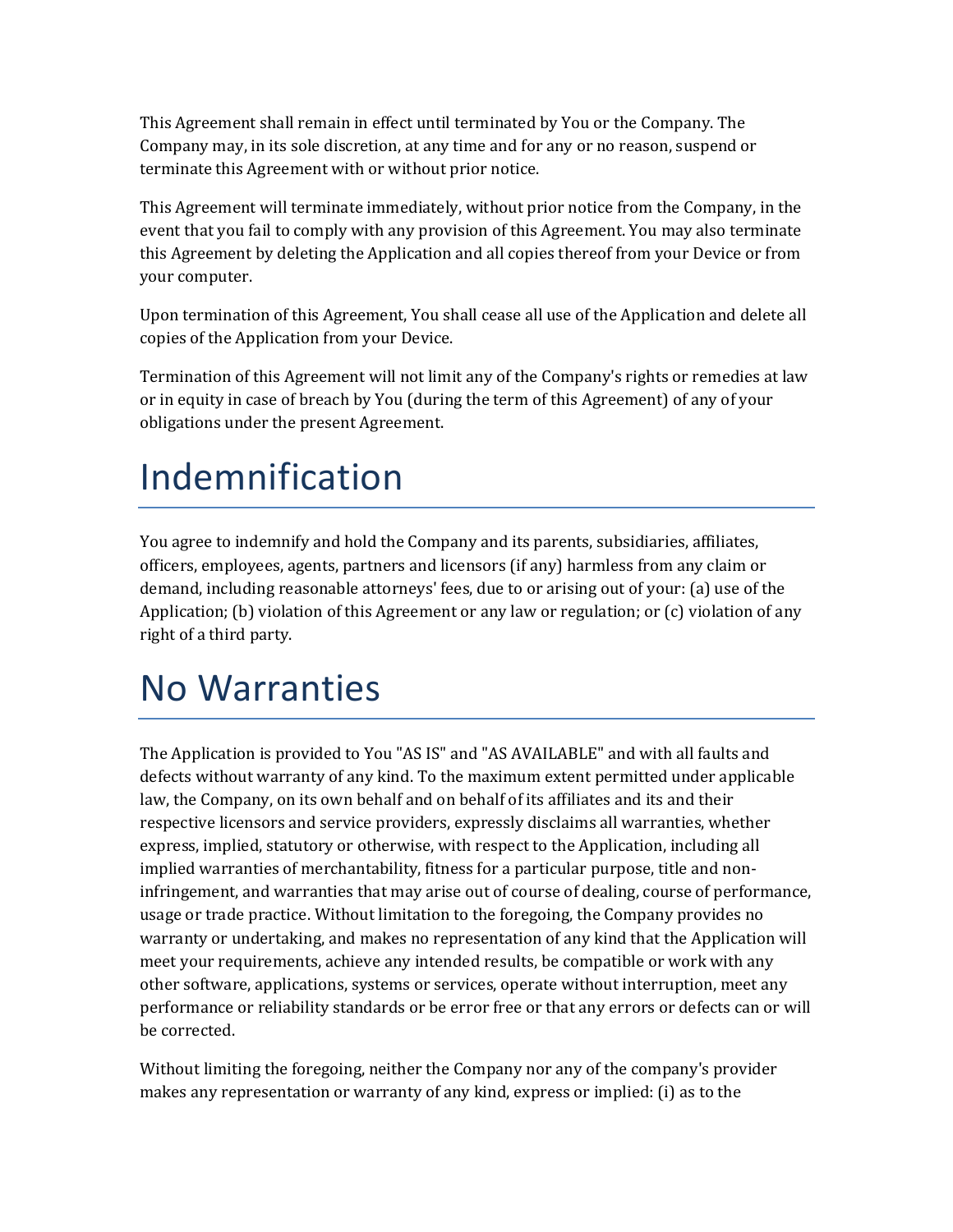This Agreement shall remain in effect until terminated by You or the Company. The Company may, in its sole discretion, at any time and for any or no reason, suspend or terminate this Agreement with or without prior notice.

This Agreement will terminate immediately, without prior notice from the Company, in the event that you fail to comply with any provision of this Agreement. You may also terminate this Agreement by deleting the Application and all copies thereof from your Device or from your computer.

Upon termination of this Agreement, You shall cease all use of the Application and delete all copies of the Application from your Device.

Termination of this Agreement will not limit any of the Company's rights or remedies at law or in equity in case of breach by You (during the term of this Agreement) of any of your obligations under the present Agreement.

# Indemnification

You agree to indemnify and hold the Company and its parents, subsidiaries, affiliates, officers, employees, agents, partners and licensors (if any) harmless from any claim or demand, including reasonable attorneys' fees, due to or arising out of your: (a) use of the Application; (b) violation of this Agreement or any law or regulation; or (c) violation of any right of a third party.

# No Warranties

The Application is provided to You "AS IS" and "AS AVAILABLE" and with all faults and defects without warranty of any kind. To the maximum extent permitted under applicable law, the Company, on its own behalf and on behalf of its affiliates and its and their respective licensors and service providers, expressly disclaims all warranties, whether express, implied, statutory or otherwise, with respect to the Application, including all implied warranties of merchantability, fitness for a particular purpose, title and non-infringement, and warranties that may arise out of course of dealing, course of performance, usage or trade practice. Without limitation to the foregoing, the Company provides no warranty or undertaking, and makes no representation of any kind that the Application will meet your requirements, achieve any intended results, be compatible or work with any other software, applications, systems or services, operate without interruption, meet any performance or reliability standards or be error free or that any errors or defects can or will be corrected.

Without limiting the foregoing, neither the Company nor any of the company's provider makes any representation or warranty of any kind, express or implied: (i) as to the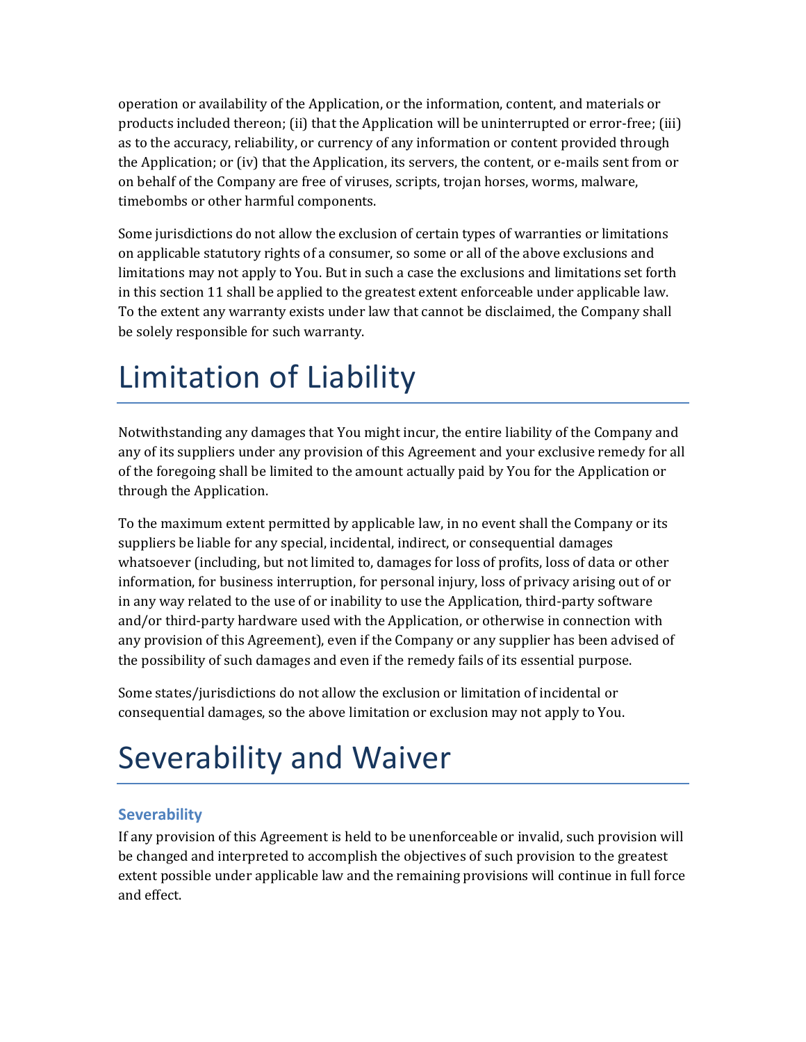operation or availability of the Application, or the information, content, and materials or products included thereon; (ii) that the Application will be uninterrupted or error-free; (iii) as to the accuracy, reliability, or currency of any information or content provided through the Application; or (iv) that the Application, its servers, the content, or e-mails sent from or on behalf of the Company are free of viruses, scripts, trojan horses, worms, malware, timebombs or other harmful components.

Some jurisdictions do not allow the exclusion of certain types of warranties or limitations on applicable statutory rights of a consumer, so some or all of the above exclusions and limitations may not apply to You. But in such a case the exclusions and limitations set forth in this section 11 shall be applied to the greatest extent enforceable under applicable law. To the extent any warranty exists under law that cannot be disclaimed, the Company shall be solely responsible for such warranty.

# Limitation of Liability

Notwithstanding any damages that You might incur, the entire liability of the Company and any of its suppliers under any provision of this Agreement and your exclusive remedy for all of the foregoing shall be limited to the amount actually paid by You for the Application or through the Application.

To the maximum extent permitted by applicable law, in no event shall the Company or its suppliers be liable for any special, incidental, indirect, or consequential damages whatsoever (including, but not limited to, damages for loss of profits, loss of data or other information, for business interruption, for personal injury, loss of privacy arising out of or in any way related to the use of or inability to use the Application, third-party software and/or third-party hardware used with the Application, or otherwise in connection with any provision of this Agreement), even if the Company or any supplier has been advised of the possibility of such damages and even if the remedy fails of its essential purpose.

Some states/jurisdictions do not allow the exclusion or limitation of incidental or consequential damages, so the above limitation or exclusion may not apply to You.

# Severability and Waiver

### Severability

If any provision of this Agreement is held to be unenforceable or invalid, such provision will be changed and interpreted to accomplish the objectives of such provision to the greatest extent possible under applicable law and the remaining provisions will continue in full force and effect.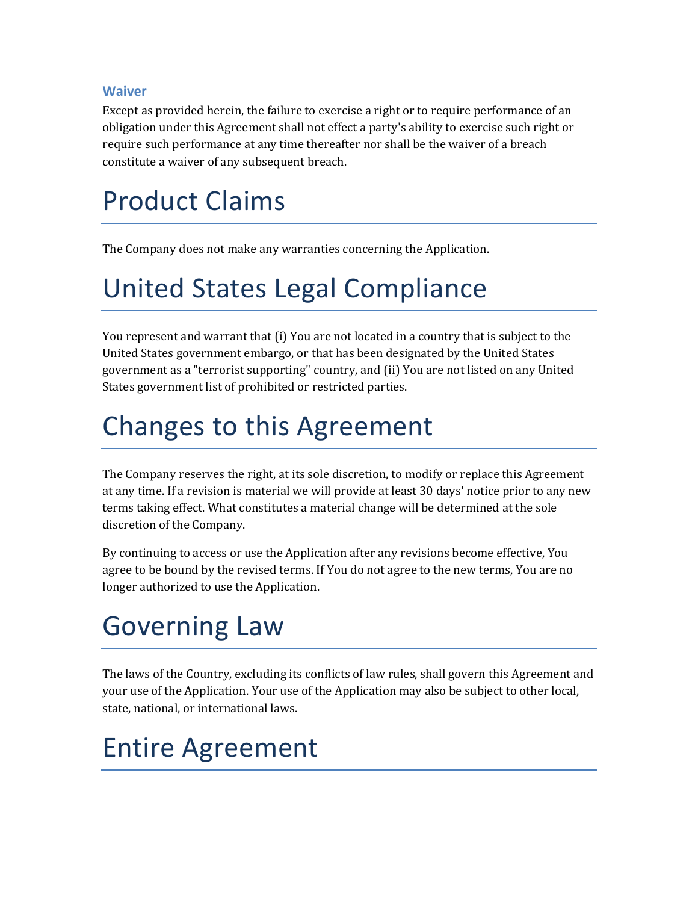### Waiver

Except as provided herein, the failure to exercise a right or to require performance of an obligation under this Agreement shall not effect a party's ability to exercise such right or require such performance at any time thereafter nor shall be the waiver of a breach constitute a waiver of any subsequent breach.

# Product Claims

The Company does not make any warranties concerning the Application.

# United States Legal Compliance

You represent and warrant that (i) You are not located in a country that is subject to the United States government embargo, or that has been designated by the United States government as a "terrorist supporting" country, and (ii) You are not listed on any United States government list of prohibited or restricted parties.

# Changes to this Agreement

The Company reserves the right, at its sole discretion, to modify or replace this Agreement at any time. If a revision is material we will provide at least 30 days' notice prior to any new terms taking effect. What constitutes a material change will be determined at the sole discretion of the Company.

By continuing to access or use the Application after any revisions become effective, You agree to be bound by the revised terms. If You do not agree to the new terms, You are no longer authorized to use the Application.

# Governing Law

The laws of the Country, excluding its conflicts of law rules, shall govern this Agreement and your use of the Application. Your use of the Application may also be subject to other local, state, national, or international laws.

# Entire Agreement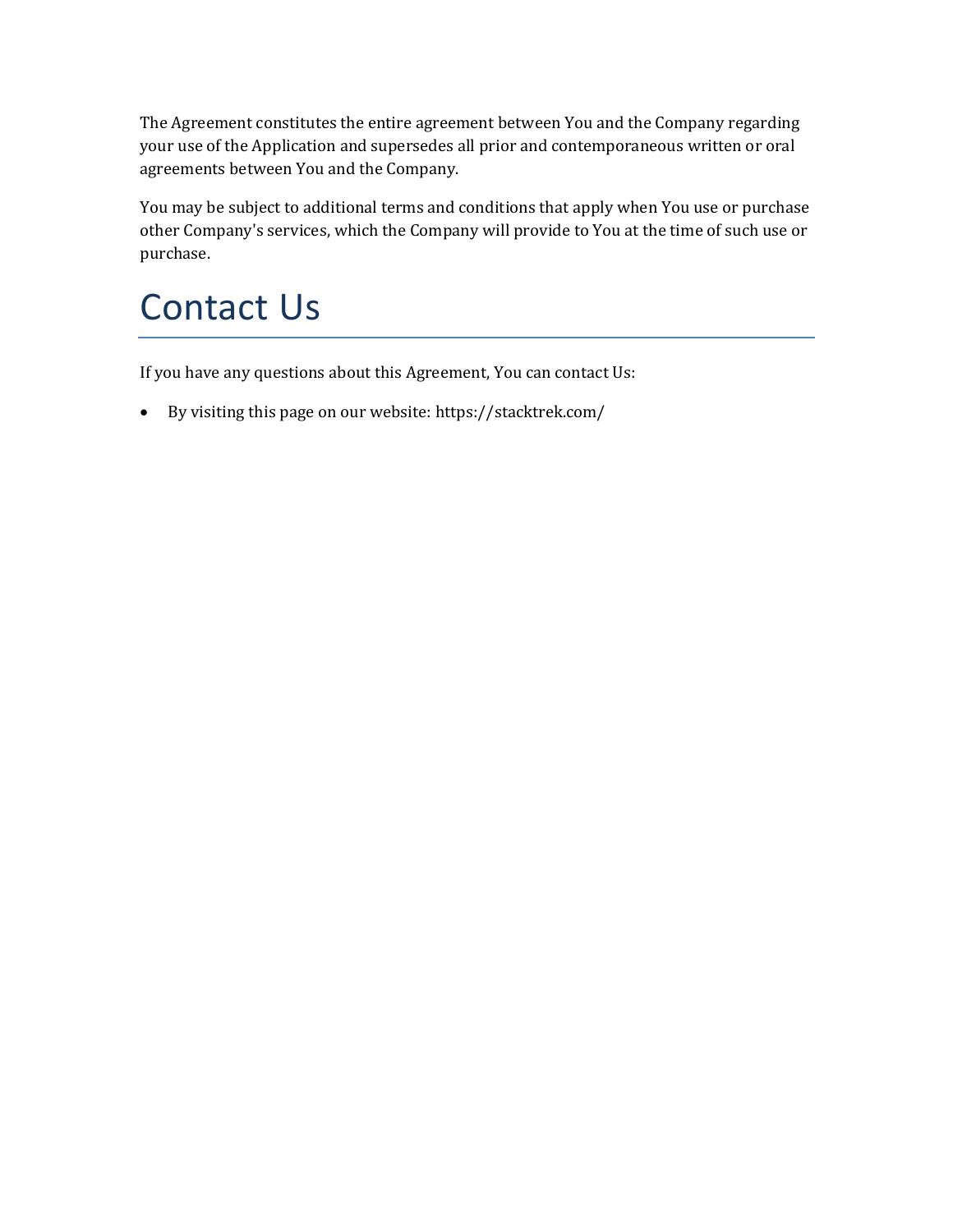The Agreement constitutes the entire agreement between You and the Company regarding your use of the Application and supersedes all prior and contemporaneous written or oral agreements between You and the Company.

You may be subject to additional terms and conditions that apply when You use or purchase other Company's services, which the Company will provide to You at the time of such use or purchase.

# Contact Us

If you have any questions about this Agreement, You can contact Us:

- By visiting this page on our website: https://stacktrek.com/